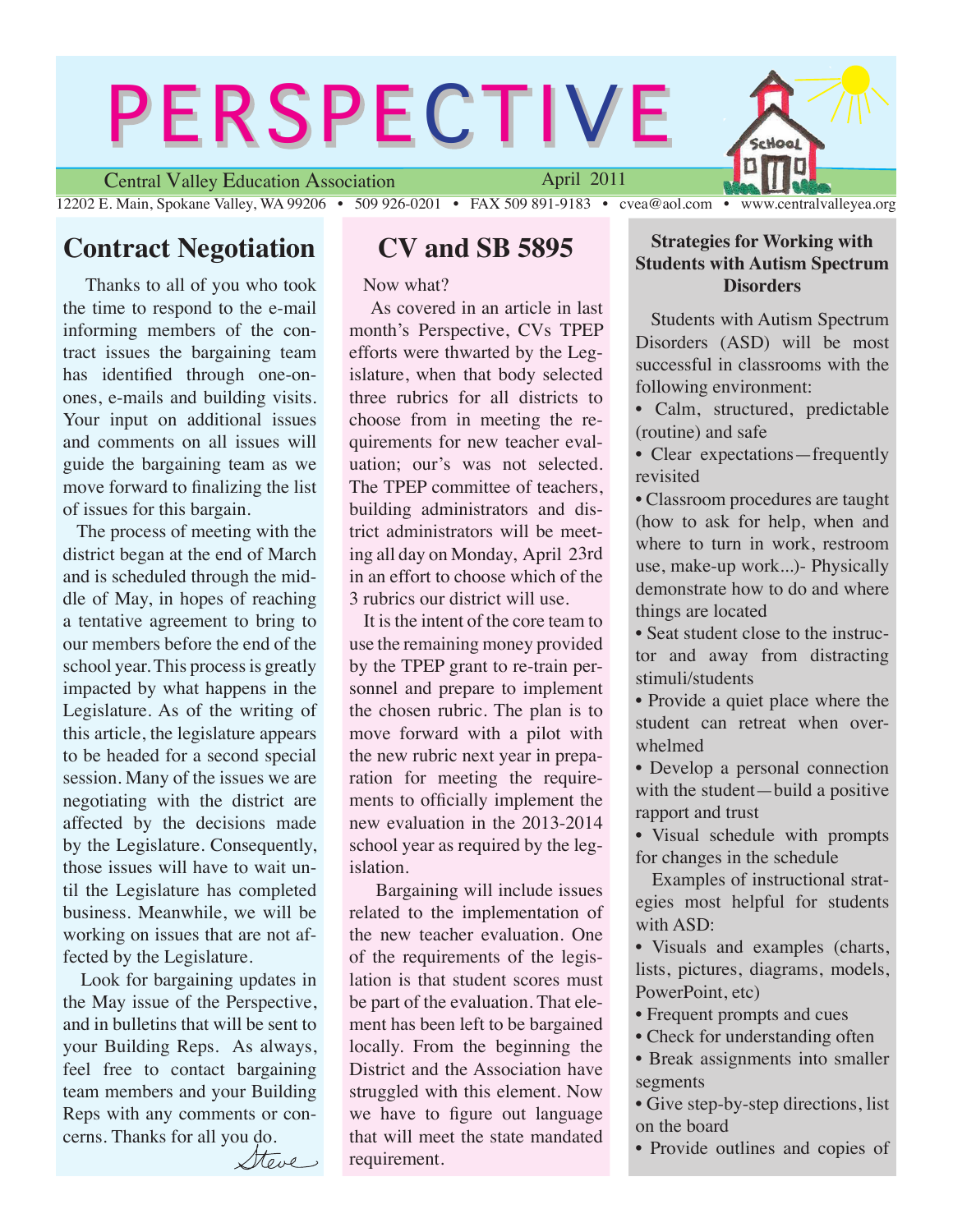# PERSPECTIVE

Central Valley Education Association — April 2011

12202 E. Main, Spokane Valley, WA 99206 • 509 926-0201 • FAX 509 891-9183 • cvea@aol.com • www.centralvalleyea.org

## Contract Negotiation

Thanks to all of you who took the time to respond to the e-mail informing members of the contract issues the bargaining team has identified through one-on-ones, e-mails and building visits. Your input on additional issues and comments on all issues will guide the bargaining team as we move forward to finalizing the list of issues for this bargain.

The process of meeting with the district began at the end of March and is scheduled through the middle of May, in hopes of reaching a tentative agreement to bring to our members before the end of the school year. This process is greatly impacted by what happens in the Legislature. As of the writing of this article, the legislature appears to be headed for a second special session. Many of the issues we are negotiating with the district are affected by the decisions made by the Legislature. Consequently, those issues will have to wait until the Legislature has completed business. Meanwhile, we will be working on issues that are not affected by the Legislature.

Look for bargaining updates in the May issue of the Perspective, and in bulletins that will be sent to your Building Reps. As always, feel free to contact bargaining team members and your Building Reps with any comments or concerns. Thanks for all you do.

*Steve*

## CV and SB 5895

Now what?

As covered in an article in last month's Perspective, CVs TPEP efforts were thwarted by the Legislature, when that body selected three rubrics for all districts to choose from in meeting the requirements for new teacher evaluation; our's was not selected. The TPEP committee of teachers, building administrators and district administrators will be meeting all day on Monday, April 23rd in an effort to choose which of the 3 rubrics our district will use.

It is the intent of the core team to use the remaining money provided by the TPEP grant to re-train personnel and prepare to implement the chosen rubric. The plan is to move forward with a pilot with the new rubric next year in preparation for meeting the requirements to officially implement the new evaluation in the 2013-2014 school year as required by the legislation.

Bargaining will include issues related to the implementation of the new teacher evaluation. One of the requirements of the legislation is that student scores must be part of the evaluation. That element has been left to be bargained locally. From the beginning the District and the Association have struggled with this element. Now we have to figure out language that will meet the state mandated requirement.

### Strategies for Working with Students with Autism Spectrum Disorders

Students with Autism Spectrum Disorders (ASD) will be most successful in classrooms with the following environment:

- Calm, structured, predictable (routine) and safe
- Clear expectations—frequently revisited
- Classroom procedures are taught (how to ask for help, when and where to turn in work, restroom use, make-up work...)- Physically demonstrate how to do and where things are located
- Seat student close to the instructor and away from distracting stimuli/students
- Provide a quiet place where the student can retreat when overwhelmed
- Develop a personal connection with the student—build a positive rapport and trust
- Visual schedule with prompts for changes in the schedule

Examples of instructional strategies most helpful for students with ASD:

- Visuals and examples (charts, lists, pictures, diagrams, models, PowerPoint, etc)
- Frequent prompts and cues
- Check for understanding often
- Break assignments into smaller segments
- Give step-by-step directions, list on the board
- Provide outlines and copies of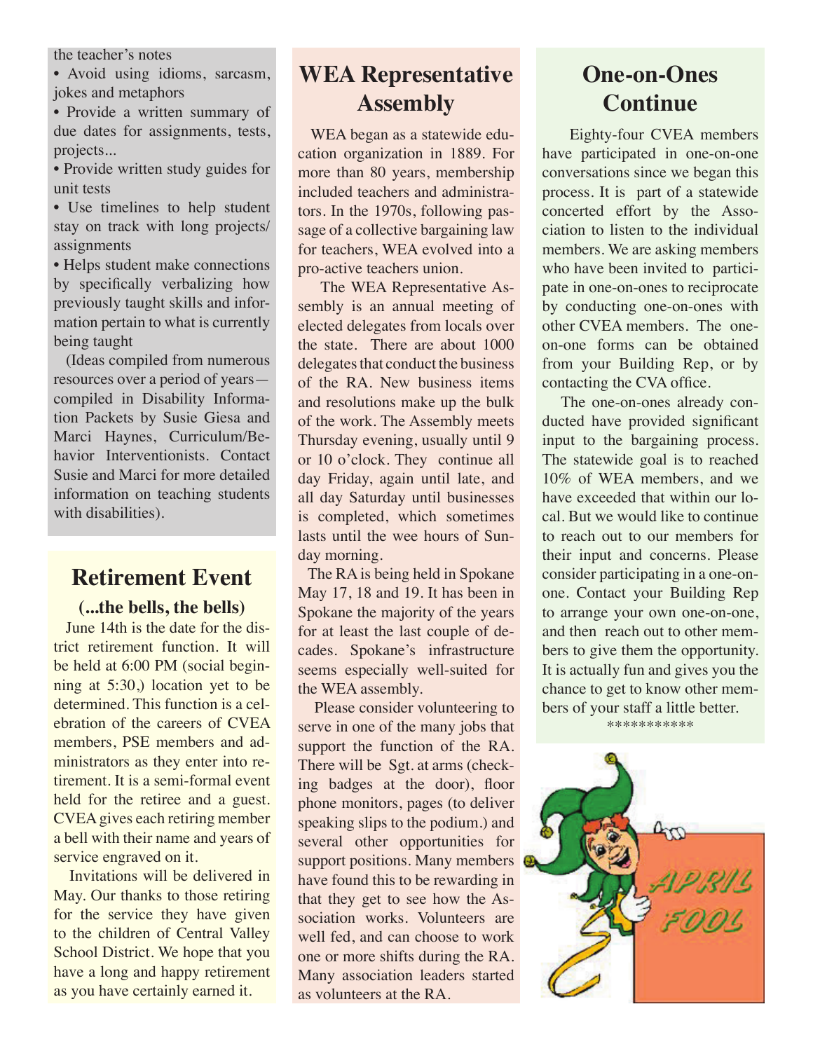the teacher's notes

- Avoid using idioms, sarcasm, jokes and metaphors
- Provide a written summary of due dates for assignments, tests, projects...
- Provide written study guides for unit tests
- Use timelines to help student stay on track with long projects/ assignments
- Helps student make connections by specifically verbalizing how previously taught skills and information pertain to what is currently being taught

(Ideas compiled from numerous resources over a period of years—compiled in Disability Information Packets by Susie Giesa and Marci Haynes, Curriculum/Behavior Interventionists. Contact Susie and Marci for more detailed information on teaching students with disabilities).

## Retirement Event

### (...the bells, the bells)

June 14th is the date for the district retirement function. It will be held at 6:00 PM (social beginning at 5:30,) location yet to be determined. This function is a celebration of the careers of CVEA members, PSE members and administrators as they enter into retirement. It is a semi-formal event held for the retiree and a guest. CVEA gives each retiring member a bell with their name and years of service engraved on it.

Invitations will be delivered in May. Our thanks to those retiring for the service they have given to the children of Central Valley School District. We hope that you have a long and happy retirement as you have certainly earned it.

## WEA Representative Assembly

WEA began as a statewide education organization in 1889. For more than 80 years, membership included teachers and administrators. In the 1970s, following passage of a collective bargaining law for teachers, WEA evolved into a pro-active teachers union.

The WEA Representative Assembly is an annual meeting of elected delegates from locals over the state. There are about 1000 delegates that conduct the business of the RA. New business items and resolutions make up the bulk of the work. The Assembly meets Thursday evening, usually until 9 or 10 o'clock. They continue all day Friday, again until late, and all day Saturday until businesses is completed, which sometimes lasts until the wee hours of Sunday morning.

The RA is being held in Spokane May 17, 18 and 19. It has been in Spokane the majority of the years for at least the last couple of decades. Spokane's infrastructure seems especially well-suited for the WEA assembly.

Please consider volunteering to serve in one of the many jobs that support the function of the RA. There will be Sgt. at arms (checking badges at the door), floor phone monitors, pages (to deliver speaking slips to the podium.) and several other opportunities for support positions. Many members have found this to be rewarding in that they get to see how the Association works. Volunteers are well fed, and can choose to work one or more shifts during the RA. Many association leaders started as volunteers at the RA.

## One-on-Ones Continue

Eighty-four CVEA members have participated in one-on-one conversations since we began this process. It is part of a statewide concerted effort by the Association to listen to the individual members. We are asking members who have been invited to participate in one-on-ones to reciprocate by conducting one-on-ones with other CVEA members. The one-on-one forms can be obtained from your Building Rep, or by contacting the CVA office.

The one-on-ones already conducted have provided significant input to the bargaining process. The statewide goal is to reached 10% of WEA members, and we have exceeded that within our local. But we would like to continue to reach out to our members for their input and concerns. Please consider participating in a one-on-one. Contact your Building Rep to arrange your own one-on-one, and then reach out to other members to give them the opportunity. It is actually fun and gives you the chance to get to know other members of your staff a little better.

***********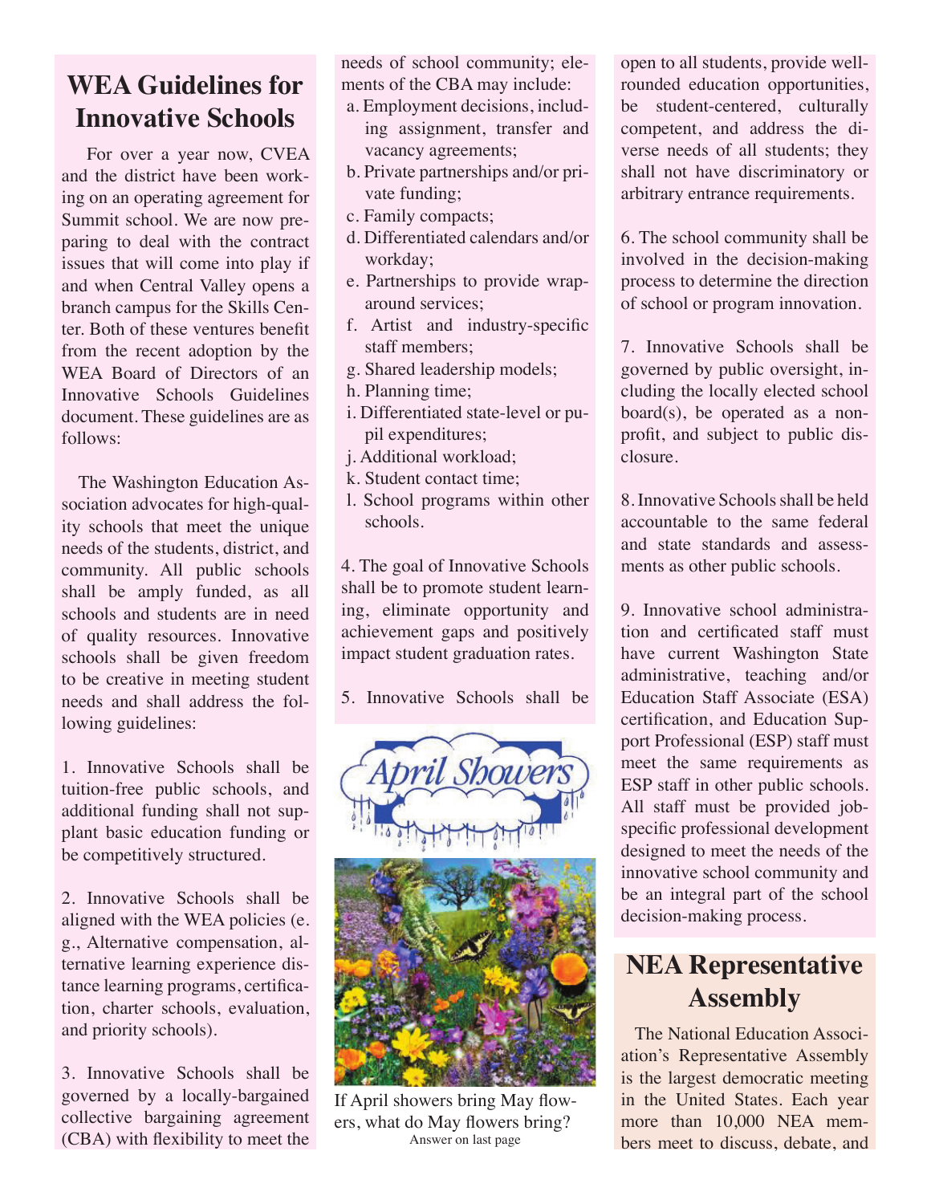## WEA Guidelines for Innovative Schools

For over a year now, CVEA and the district have been working on an operating agreement for Summit school. We are now preparing to deal with the contract issues that will come into play if and when Central Valley opens a branch campus for the Skills Center. Both of these ventures benefit from the recent adoption by the WEA Board of Directors of an Innovative Schools Guidelines document. These guidelines are as follows:

The Washington Education Association advocates for high-quality schools that meet the unique needs of the students, district, and community. All public schools shall be amply funded, as all schools and students are in need of quality resources. Innovative schools shall be given freedom to be creative in meeting student needs and shall address the following guidelines:

1. Innovative Schools shall be tuition-free public schools, and additional funding shall not supplant basic education funding or be competitively structured.

2. Innovative Schools shall be aligned with the WEA policies (e. g., Alternative compensation, alternative learning experience distance learning programs, certification, charter schools, evaluation, and priority schools).

3. Innovative Schools shall be governed by a locally-bargained collective bargaining agreement (CBA) with flexibility to meet the needs of school community; elements of the CBA may include:
   a. Employment decisions, including assignment, transfer and vacancy agreements;
   b. Private partnerships and/or private funding;
   c. Family compacts;
   d. Differentiated calendars and/or workday;
   e. Partnerships to provide wrap-around services;
   f. Artist and industry-specific staff members;
   g. Shared leadership models;
   h. Planning time;
   i. Differentiated state-level or pupil expenditures;
   j. Additional workload;
   k. Student contact time;
   l. School programs within other schools.

4. The goal of Innovative Schools shall be to promote student learning, eliminate opportunity and achievement gaps and positively impact student graduation rates.

5. Innovative Schools shall be open to all students, provide well-rounded education opportunities, be student-centered, culturally competent, and address the diverse needs of all students; they shall not have discriminatory or arbitrary entrance requirements.

6. The school community shall be involved in the decision-making process to determine the direction of school or program innovation.

7. Innovative Schools shall be governed by public oversight, including the locally elected school board(s), be operated as a non-profit, and subject to public disclosure.

8. Innovative Schools shall be held accountable to the same federal and state standards and assessments as other public schools.

9. Innovative school administration and certificated staff must have current Washington State administrative, teaching and/or Education Staff Associate (ESA) certification, and Education Support Professional (ESP) staff must meet the same requirements as ESP staff in other public schools. All staff must be provided job-specific professional development designed to meet the needs of the innovative school community and be an integral part of the school decision-making process.

April Showers

If April showers bring May flowers, what do May flowers bring?
Answer on last page

## NEA Representative Assembly

The National Education Association's Representative Assembly is the largest democratic meeting in the United States. Each year more than 10,000 NEA members meet to discuss, debate, and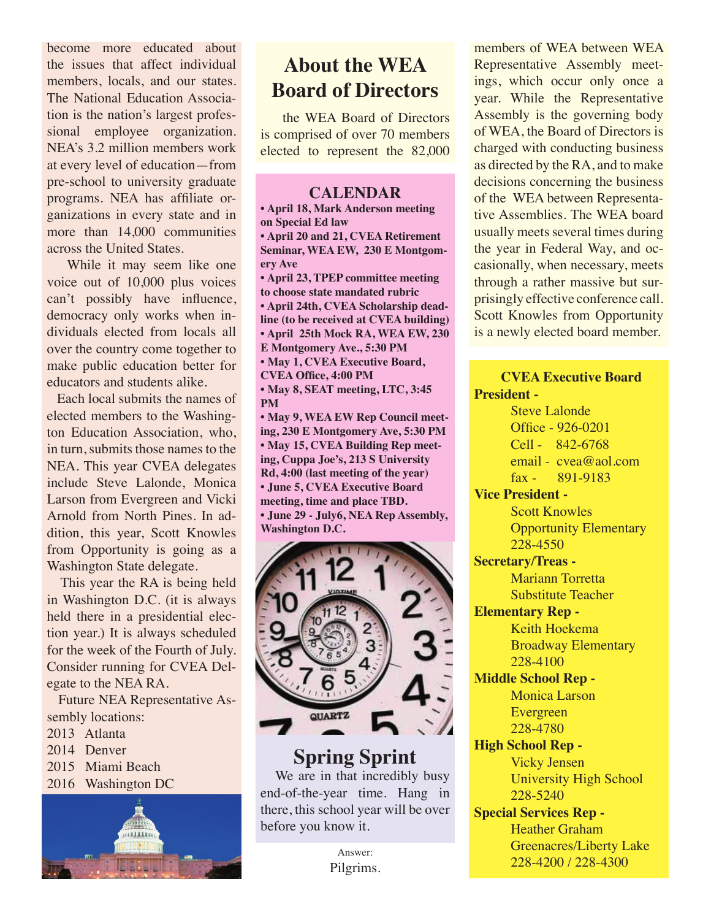become more educated about the issues that affect individual members, locals, and our states. The National Education Association is the nation's largest professional employee organization. NEA's 3.2 million members work at every level of education—from pre-school to university graduate programs. NEA has affiliate organizations in every state and in more than 14,000 communities across the United States.

While it may seem like one voice out of 10,000 plus voices can't possibly have influence, democracy only works when individuals elected from locals all over the country come together to make public education better for educators and students alike.

Each local submits the names of elected members to the Washington Education Association, who, in turn, submits those names to the NEA. This year CVEA delegates include Steve Lalonde, Monica Larson from Evergreen and Vicki Arnold from North Pines. In addition, this year, Scott Knowles from Opportunity is going as a Washington State delegate.

This year the RA is being held in Washington D.C. (it is always held there in a presidential election year.) It is always scheduled for the week of the Fourth of July. Consider running for CVEA Delegate to the NEA RA.

Future NEA Representative Assembly locations:

2013 Atlanta
2014 Denver
2015 Miami Beach
2016 Washington DC

## About the WEA Board of Directors

the WEA Board of Directors is comprised of over 70 members elected to represent the 82,000 members of WEA between WEA Representative Assembly meetings, which occur only once a year. While the Representative Assembly is the governing body of WEA, the Board of Directors is charged with conducting business as directed by the RA, and to make decisions concerning the business of the WEA between Representative Assemblies. The WEA board usually meets several times during the year in Federal Way, and occasionally, when necessary, meets through a rather massive but surprisingly effective conference call. Scott Knowles from Opportunity is a newly elected board member.

## CALENDAR

- **April 18, Mark Anderson meeting on Special Ed law**
- **April 20 and 21, CVEA Retirement Seminar, WEA EW, 230 E Montgomery Ave**
- **April 23, TPEP committee meeting to choose state mandated rubric**
- **April 24th, CVEA Scholarship deadline (to be received at CVEA building)**
- **April 25th Mock RA, WEA EW, 230 E Montgomery Ave., 5:30 PM**
- **May 1, CVEA Executive Board, CVEA Office, 4:00 PM**
- **May 8, SEAT meeting, LTC, 3:45 PM**
- **May 9, WEA EW Rep Council meeting, 230 E Montgomery Ave, 5:30 PM**
- **May 15, CVEA Building Rep meeting, Cuppa Joe's, 213 S University Rd, 4:00 (last meeting of the year)**
- **June 5, CVEA Executive Board meeting, time and place TBD.**
- **June 29 - July6, NEA Rep Assembly, Washington D.C.**

## Spring Sprint

We are in that incredibly busy end-of-the-year time. Hang in there, this school year will be over before you know it.

Answer:
Pilgrims.

## CVEA Executive Board

**President -**
Steve Lalonde
Office - 926-0201
Cell - 842-6768
email - cvea@aol.com
fax - 891-9183

**Vice President -**
Scott Knowles
Opportunity Elementary
228-4550

**Secretary/Treas -**
Mariann Torretta
Substitute Teacher

**Elementary Rep -**
Keith Hoekema
Broadway Elementary
228-4100

**Middle School Rep -**
Monica Larson
Evergreen
228-4780

**High School Rep -**
Vicky Jensen
University High School
228-5240

**Special Services Rep -**
Heather Graham
Greenacres/Liberty Lake
228-4200 / 228-4300